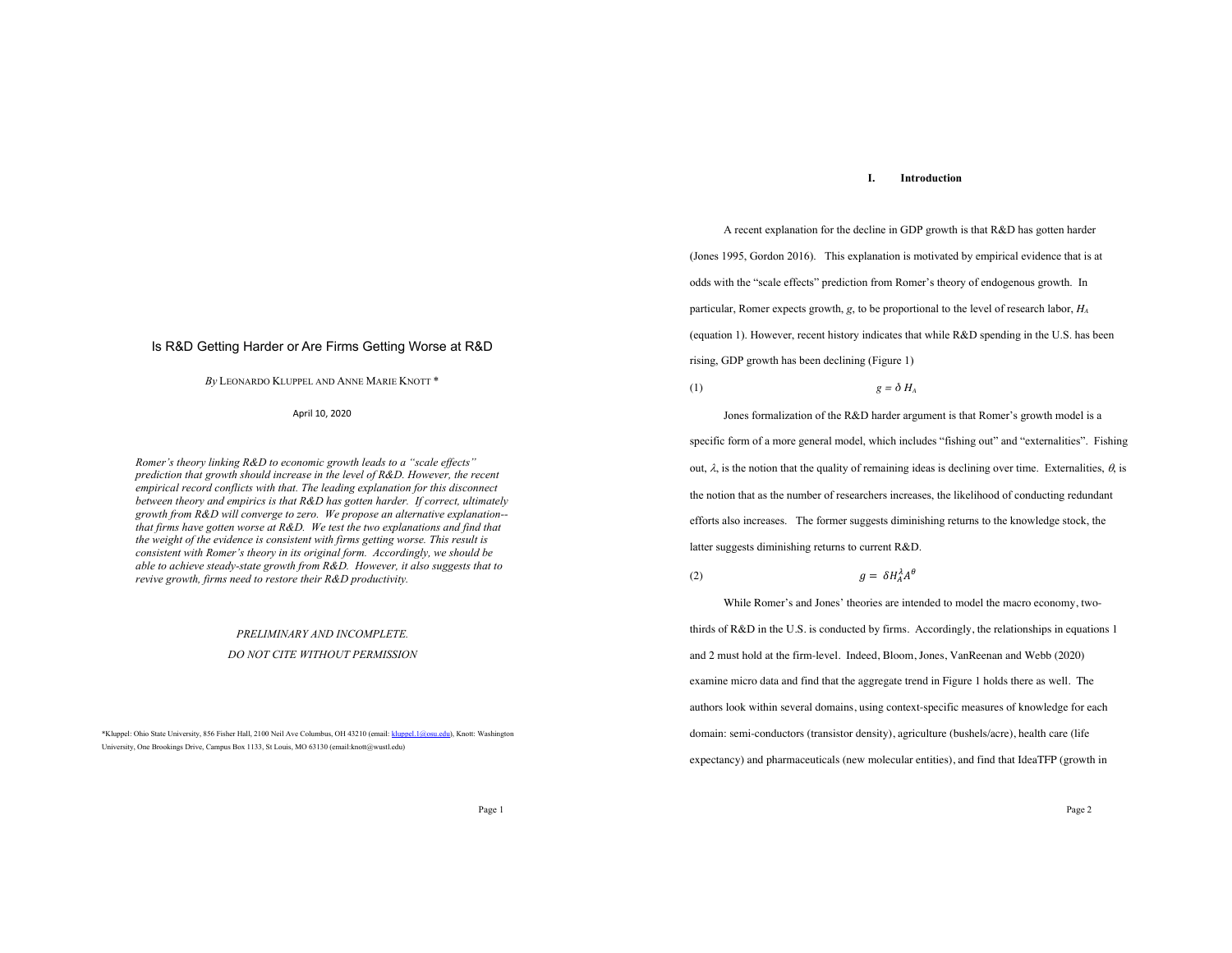# Is R&D Getting Harder or Are Firms Getting Worse at R&D

*By* LEONARDO KLUPPEL AND ANNE MARIE KNOTT *

April 10, 2020

*Romer's theory linking R&D to economic growth leads to a "scale effects" prediction that growth should increase in the level of R&D. However, the recent empirical record conflicts with that. The leading explanation for this disconnect between theory and empirics is that R&D has gotten harder. If correct, ultimately growth from R&D will converge to zero. We propose an alternative explanation--that firms have gotten worse at R&D. We test the two explanations and find that the weight of the evidence is consistent with firms getting worse. This result is consistent with Romer's theory in its original form. Accordingly, we should be able to achieve steady-state growth from R&D. However, it also suggests that to revive growth, firms need to restore their R&D productivity.*

*PRELIMINARY AND INCOMPLETE.*

*DO NOT CITE WITHOUT PERMISSION*

*Kluppel: Ohio State University, 856 Fisher Hall, 2100 Neil Ave Columbus, OH 43210 (email: kluppel.1@osu.edu), Knott: Washington University, One Brookings Drive, Campus Box 1133, St Louis, MO 63130 (email:knott@wustl.edu)

## I. Introduction

A recent explanation for the decline in GDP growth is that R&D has gotten harder (Jones 1995, Gordon 2016). This explanation is motivated by empirical evidence that is at odds with the "scale effects" prediction from Romer's theory of endogenous growth. In particular, Romer expects growth, $g$, to be proportional to the level of research labor, $H_A$ (equation 1). However, recent history indicates that while R&D spending in the U.S. has been rising, GDP growth has been declining (Figure 1)

$$g = \delta\, H_A \tag{1}$$

Jones formalization of the R&D harder argument is that Romer's growth model is a specific form of a more general model, which includes "fishing out" and "externalities". Fishing out, $\lambda$, is the notion that the quality of remaining ideas is declining over time. Externalities, $\theta$, is the notion that as the number of researchers increases, the likelihood of conducting redundant efforts also increases. The former suggests diminishing returns to the knowledge stock, the latter suggests diminishing returns to current R&D.

$$g = \delta H_A^{\lambda} A^{\theta} \tag{2}$$

While Romer's and Jones' theories are intended to model the macro economy, two-thirds of R&D in the U.S. is conducted by firms. Accordingly, the relationships in equations 1 and 2 must hold at the firm-level. Indeed, Bloom, Jones, VanReenan and Webb (2020) examine micro data and find that the aggregate trend in Figure 1 holds there as well. The authors look within several domains, using context-specific measures of knowledge for each domain: semi-conductors (transistor density), agriculture (bushels/acre), health care (life expectancy) and pharmaceuticals (new molecular entities), and find that IdeaTFP (growth in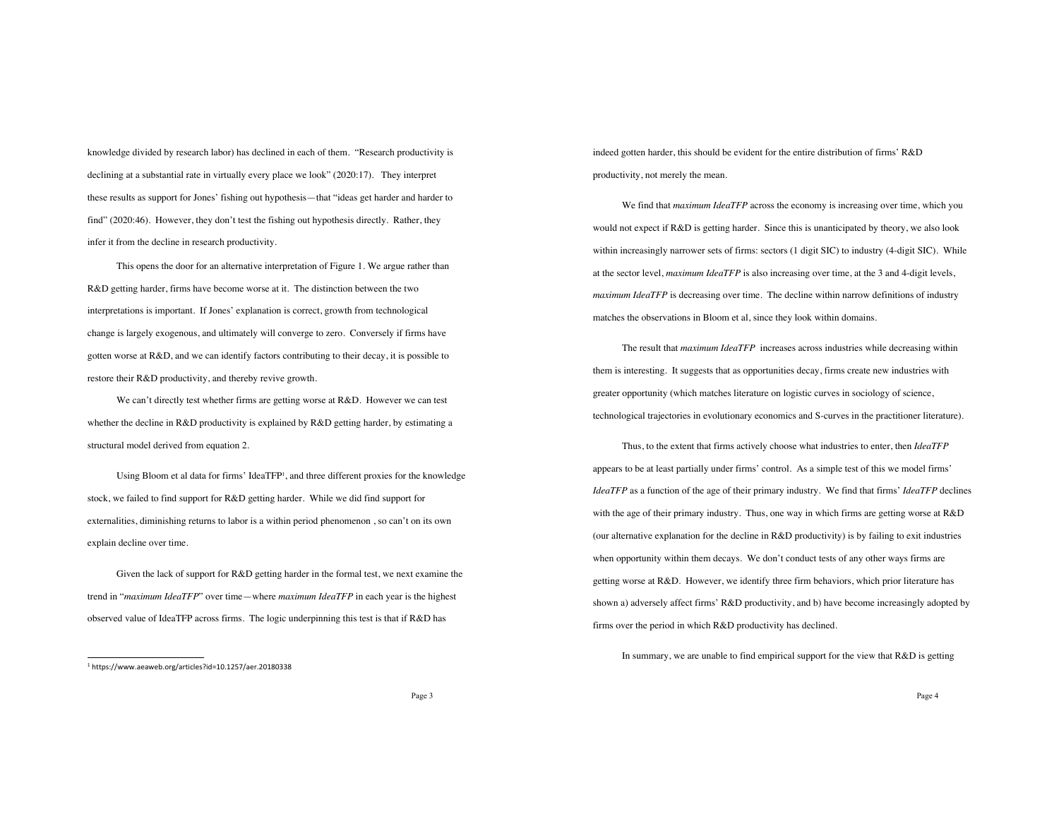knowledge divided by research labor) has declined in each of them. "Research productivity is declining at a substantial rate in virtually every place we look" (2020:17). They interpret these results as support for Jones' fishing out hypothesis—that "ideas get harder and harder to find" (2020:46). However, they don't test the fishing out hypothesis directly. Rather, they infer it from the decline in research productivity.

This opens the door for an alternative interpretation of Figure 1. We argue rather than R&D getting harder, firms have become worse at it. The distinction between the two interpretations is important. If Jones' explanation is correct, growth from technological change is largely exogenous, and ultimately will converge to zero. Conversely if firms have gotten worse at R&D, and we can identify factors contributing to their decay, it is possible to restore their R&D productivity, and thereby revive growth.

We can't directly test whether firms are getting worse at R&D. However we can test whether the decline in R&D productivity is explained by R&D getting harder, by estimating a structural model derived from equation 2.

Using Bloom et al data for firms' IdeaTFP[1], and three different proxies for the knowledge stock, we failed to find support for R&D getting harder. While we did find support for externalities, diminishing returns to labor is a within period phenomenon , so can't on its own explain decline over time.

Given the lack of support for R&D getting harder in the formal test, we next examine the trend in "*maximum IdeaTFP*" over time—where *maximum IdeaTFP* in each year is the highest observed value of IdeaTFP across firms. The logic underpinning this test is that if R&D has indeed gotten harder, this should be evident for the entire distribution of firms' R&D productivity, not merely the mean.

We find that *maximum IdeaTFP* across the economy is increasing over time, which you would not expect if R&D is getting harder. Since this is unanticipated by theory, we also look within increasingly narrower sets of firms: sectors (1 digit SIC) to industry (4-digit SIC). While at the sector level, *maximum IdeaTFP* is also increasing over time, at the 3 and 4-digit levels, *maximum IdeaTFP* is decreasing over time. The decline within narrow definitions of industry matches the observations in Bloom et al, since they look within domains.

The result that *maximum IdeaTFP* increases across industries while decreasing within them is interesting. It suggests that as opportunities decay, firms create new industries with greater opportunity (which matches literature on logistic curves in sociology of science, technological trajectories in evolutionary economics and S-curves in the practitioner literature).

Thus, to the extent that firms actively choose what industries to enter, then *IdeaTFP* appears to be at least partially under firms' control. As a simple test of this we model firms' *IdeaTFP* as a function of the age of their primary industry. We find that firms' *IdeaTFP* declines with the age of their primary industry. Thus, one way in which firms are getting worse at R&D (our alternative explanation for the decline in R&D productivity) is by failing to exit industries when opportunity within them decays. We don't conduct tests of any other ways firms are getting worse at R&D. However, we identify three firm behaviors, which prior literature has shown a) adversely affect firms' R&D productivity, and b) have become increasingly adopted by firms over the period in which R&D productivity has declined.

In summary, we are unable to find empirical support for the view that R&D is getting

---

[1] https://www.aeaweb.org/articles?id=10.1257/aer.20180338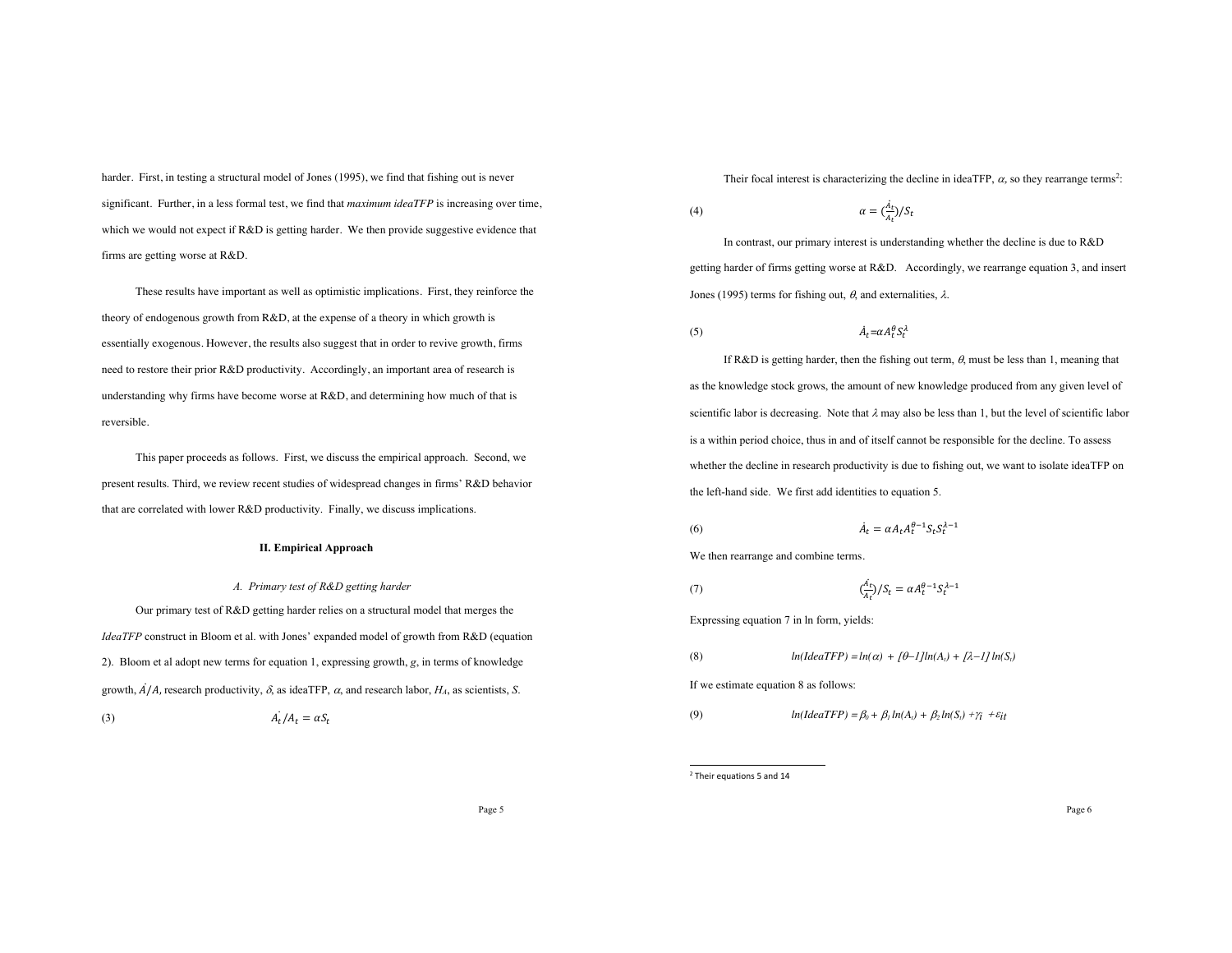harder. First, in testing a structural model of Jones (1995), we find that fishing out is never significant. Further, in a less formal test, we find that *maximum ideaTFP* is increasing over time, which we would not expect if R&D is getting harder. We then provide suggestive evidence that firms are getting worse at R&D.

These results have important as well as optimistic implications. First, they reinforce the theory of endogenous growth from R&D, at the expense of a theory in which growth is essentially exogenous. However, the results also suggest that in order to revive growth, firms need to restore their prior R&D productivity. Accordingly, an important area of research is understanding why firms have become worse at R&D, and determining how much of that is reversible.

This paper proceeds as follows. First, we discuss the empirical approach. Second, we present results. Third, we review recent studies of widespread changes in firms' R&D behavior that are correlated with lower R&D productivity. Finally, we discuss implications.

## II. Empirical Approach

### *A. Primary test of R&D getting harder*

Our primary test of R&D getting harder relies on a structural model that merges the *IdeaTFP* construct in Bloom et al. with Jones' expanded model of growth from R&D (equation 2). Bloom et al adopt new terms for equation 1, expressing growth, $g$, in terms of knowledge growth, $\dot{A}/A$, research productivity, $\delta$, as ideaTFP, $\alpha$, and research labor, $H_A$, as scientists, $S$.

$$\dot{A}_t/A_t = \alpha S_t \tag{3}$$

Their focal interest is characterizing the decline in ideaTFP, $\alpha$, so they rearrange terms[2]:

$$\alpha = \left(\frac{\dot{A}_t}{A_t}\right)/S_t \tag{4}$$

In contrast, our primary interest is understanding whether the decline is due to R&D getting harder of firms getting worse at R&D. Accordingly, we rearrange equation 3, and insert Jones (1995) terms for fishing out, $\theta$, and externalities, $\lambda$.

$$\dot{A}_t = \alpha A_t^{\theta} S_t^{\lambda} \tag{5}$$

If R&D is getting harder, then the fishing out term, $\theta$, must be less than 1, meaning that as the knowledge stock grows, the amount of new knowledge produced from any given level of scientific labor is decreasing. Note that $\lambda$ may also be less than 1, but the level of scientific labor is a within period choice, thus in and of itself cannot be responsible for the decline. To assess whether the decline in research productivity is due to fishing out, we want to isolate ideaTFP on the left-hand side. We first add identities to equation 5.

$$\dot{A}_t = \alpha A_t A_t^{\theta-1} S_t S_t^{\lambda-1} \tag{6}$$

We then rearrange and combine terms.

$$\left(\frac{\dot{A}_t}{A_t}\right)/S_t = \alpha A_t^{\theta-1} S_t^{\lambda-1} \tag{7}$$

Expressing equation 7 in ln form, yields:

$$\ln(IdeaTFP) = \ln(\alpha) + [\theta-1]\ln(A_t) + [\lambda-1]\ln(S_t) \tag{8}$$

If we estimate equation 8 as follows:

$$\ln(IdeaTFP) = \beta_0 + \beta_1 \ln(A_t) + \beta_2 \ln(S_t) + \gamma_i + \varepsilon_{it} \tag{9}$$

[2] Their equations 5 and 14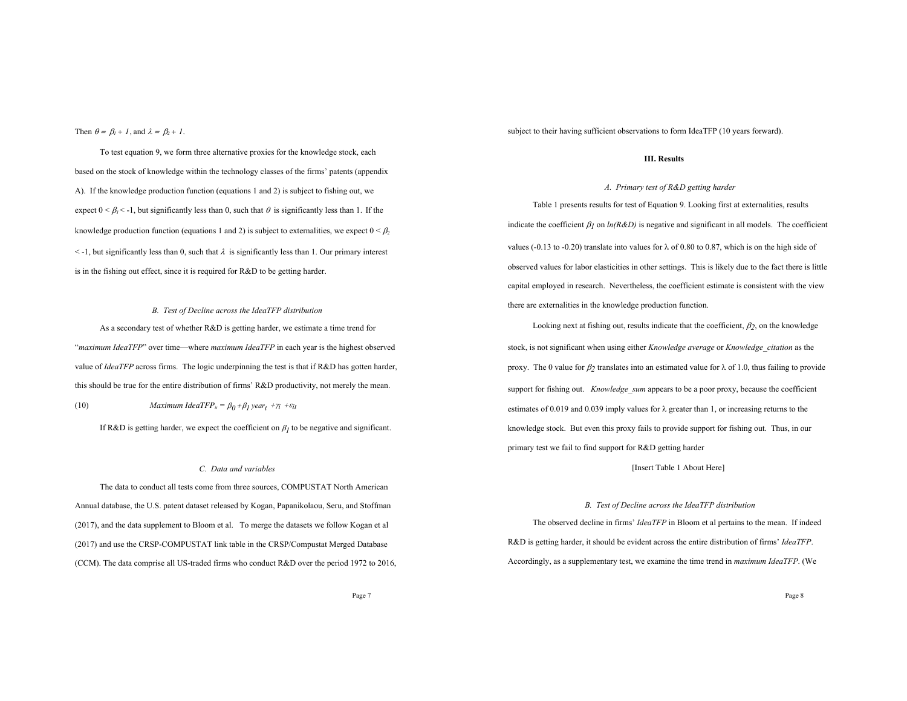Then $\theta = \beta_1 + 1$, and $\lambda = \beta_2 + 1$.

To test equation 9, we form three alternative proxies for the knowledge stock, each based on the stock of knowledge within the technology classes of the firms' patents (appendix A). If the knowledge production function (equations 1 and 2) is subject to fishing out, we expect $0 < \beta_1 < -1$, but significantly less than 0, such that $\theta$ is significantly less than 1. If the knowledge production function (equations 1 and 2) is subject to externalities, we expect $0 < \beta_2 < -1$, but significantly less than 0, such that $\lambda$ is significantly less than 1. Our primary interest is in the fishing out effect, since it is required for R&D to be getting harder.

### *B. Test of Decline across the IdeaTFP distribution*

As a secondary test of whether R&D is getting harder, we estimate a time trend for "*maximum IdeaTFP*" over time—where *maximum IdeaTFP* in each year is the highest observed value of *IdeaTFP* across firms. The logic underpinning the test is that if R&D has gotten harder, this should be true for the entire distribution of firms' R&D productivity, not merely the mean.

$$\text{(10)} \qquad Maximum\ IdeaTFP_{it} = \beta_0 + \beta_1\, year_t + \gamma_i + \varepsilon_{it}$$

If R&D is getting harder, we expect the coefficient on $\beta_1$ to be negative and significant.

### *C. Data and variables*

The data to conduct all tests come from three sources, COMPUSTAT North American Annual database, the U.S. patent dataset released by Kogan, Papanikolaou, Seru, and Stoffman (2017), and the data supplement to Bloom et al. To merge the datasets we follow Kogan et al (2017) and use the CRSP-COMPUSTAT link table in the CRSP/Compustat Merged Database (CCM). The data comprise all US-traded firms who conduct R&D over the period 1972 to 2016, subject to their having sufficient observations to form IdeaTFP (10 years forward).

## III. Results

### *A. Primary test of R&D getting harder*

Table 1 presents results for test of Equation 9. Looking first at externalities, results indicate the coefficient $\beta_1$ on *ln(R&D)* is negative and significant in all models. The coefficient values (-0.13 to -0.20) translate into values for λ of 0.80 to 0.87, which is on the high side of observed values for labor elasticities in other settings. This is likely due to the fact there is little capital employed in research. Nevertheless, the coefficient estimate is consistent with the view there are externalities in the knowledge production function.

Looking next at fishing out, results indicate that the coefficient, $\beta_2$, on the knowledge stock, is not significant when using either *Knowledge average* or *Knowledge_citation* as the proxy. The 0 value for $\beta_2$ translates into an estimated value for λ of 1.0, thus failing to provide support for fishing out. *Knowledge_sum* appears to be a poor proxy, because the coefficient estimates of 0.019 and 0.039 imply values for λ greater than 1, or increasing returns to the knowledge stock. But even this proxy fails to provide support for fishing out. Thus, in our primary test we fail to find support for R&D getting harder

[Insert Table 1 About Here]

### *B. Test of Decline across the IdeaTFP distribution*

The observed decline in firms' *IdeaTFP* in Bloom et al pertains to the mean. If indeed R&D is getting harder, it should be evident across the entire distribution of firms' *IdeaTFP*. Accordingly, as a supplementary test, we examine the time trend in *maximum IdeaTFP*. (We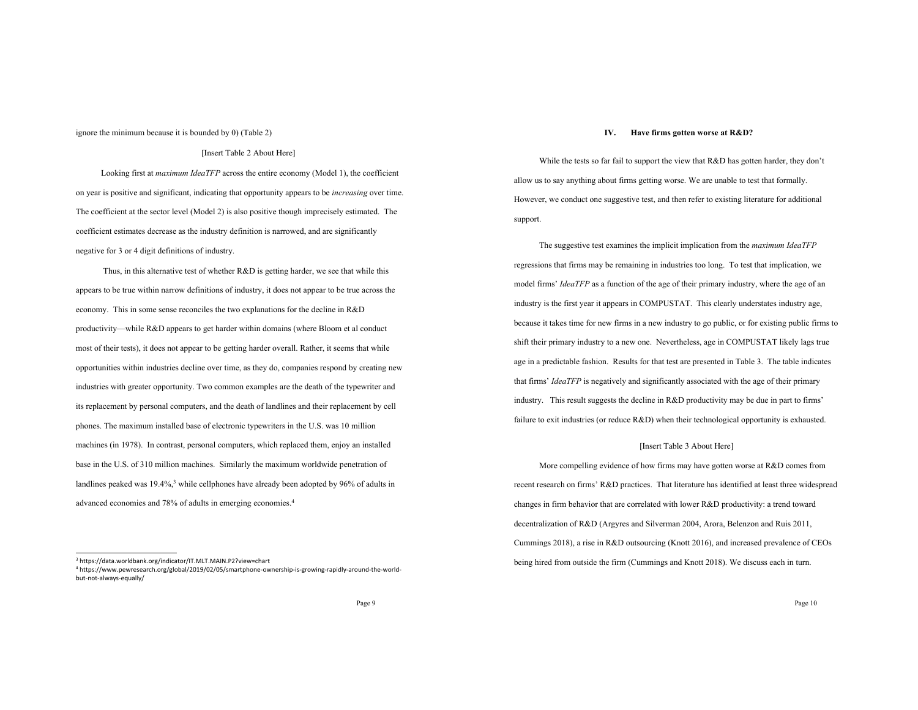ignore the minimum because it is bounded by 0) (Table 2)

[Insert Table 2 About Here]

Looking first at *maximum IdeaTFP* across the entire economy (Model 1), the coefficient on year is positive and significant, indicating that opportunity appears to be *increasing* over time. The coefficient at the sector level (Model 2) is also positive though imprecisely estimated. The coefficient estimates decrease as the industry definition is narrowed, and are significantly negative for 3 or 4 digit definitions of industry.

Thus, in this alternative test of whether R&D is getting harder, we see that while this appears to be true within narrow definitions of industry, it does not appear to be true across the economy. This in some sense reconciles the two explanations for the decline in R&D productivity—while R&D appears to get harder within domains (where Bloom et al conduct most of their tests), it does not appear to be getting harder overall. Rather, it seems that while opportunities within industries decline over time, as they do, companies respond by creating new industries with greater opportunity. Two common examples are the death of the typewriter and its replacement by personal computers, and the death of landlines and their replacement by cell phones. The maximum installed base of electronic typewriters in the U.S. was 10 million machines (in 1978). In contrast, personal computers, which replaced them, enjoy an installed base in the U.S. of 310 million machines. Similarly the maximum worldwide penetration of landlines peaked was 19.4%,[3] while cellphones have already been adopted by 96% of adults in advanced economies and 78% of adults in emerging economies.[4]

[3] https://data.worldbank.org/indicator/IT.MLT.MAIN.P2?view=chart

[4] https://www.pewresearch.org/global/2019/02/05/smartphone-ownership-is-growing-rapidly-around-the-world-but-not-always-equally/

## IV. Have firms gotten worse at R&D?

While the tests so far fail to support the view that R&D has gotten harder, they don't allow us to say anything about firms getting worse. We are unable to test that formally. However, we conduct one suggestive test, and then refer to existing literature for additional support.

The suggestive test examines the implicit implication from the *maximum IdeaTFP* regressions that firms may be remaining in industries too long. To test that implication, we model firms' *IdeaTFP* as a function of the age of their primary industry, where the age of an industry is the first year it appears in COMPUSTAT. This clearly understates industry age, because it takes time for new firms in a new industry to go public, or for existing public firms to shift their primary industry to a new one. Nevertheless, age in COMPUSTAT likely lags true age in a predictable fashion. Results for that test are presented in Table 3. The table indicates that firms' *IdeaTFP* is negatively and significantly associated with the age of their primary industry. This result suggests the decline in R&D productivity may be due in part to firms' failure to exit industries (or reduce R&D) when their technological opportunity is exhausted.

[Insert Table 3 About Here]

More compelling evidence of how firms may have gotten worse at R&D comes from recent research on firms' R&D practices. That literature has identified at least three widespread changes in firm behavior that are correlated with lower R&D productivity: a trend toward decentralization of R&D (Argyres and Silverman 2004, Arora, Belenzon and Ruis 2011, Cummings 2018), a rise in R&D outsourcing (Knott 2016), and increased prevalence of CEOs being hired from outside the firm (Cummings and Knott 2018). We discuss each in turn.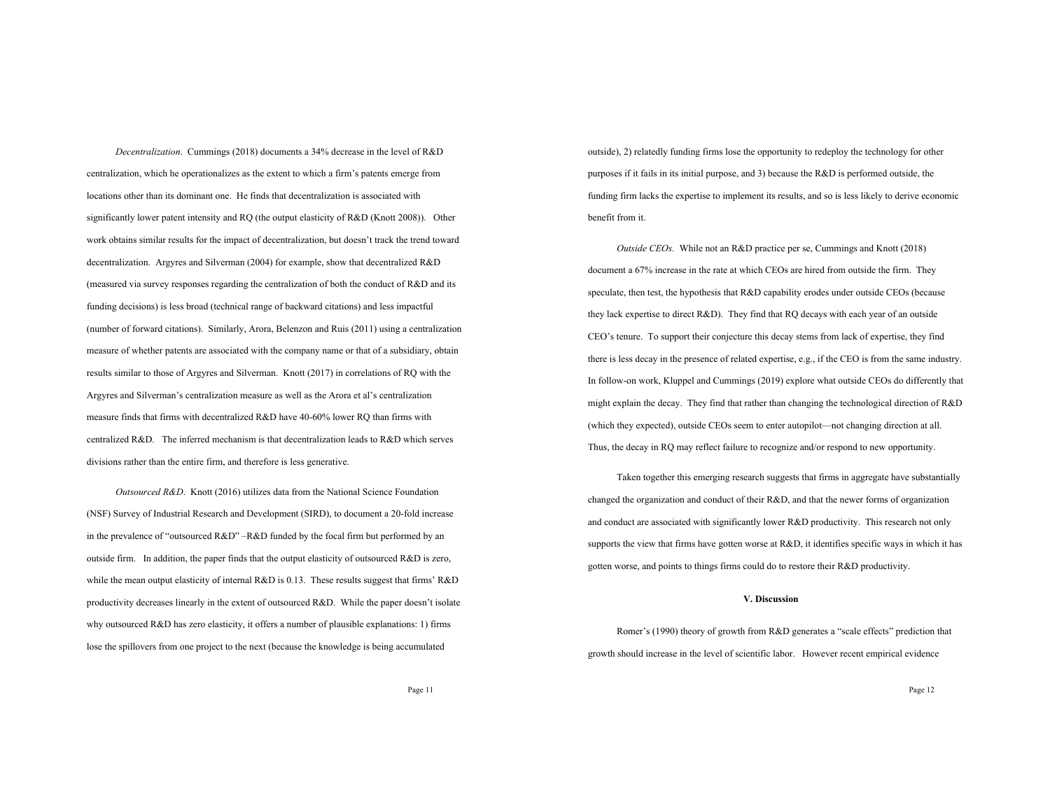*Decentralization*. Cummings (2018) documents a 34% decrease in the level of R&D centralization, which he operationalizes as the extent to which a firm's patents emerge from locations other than its dominant one. He finds that decentralization is associated with significantly lower patent intensity and RQ (the output elasticity of R&D (Knott 2008)). Other work obtains similar results for the impact of decentralization, but doesn't track the trend toward decentralization. Argyres and Silverman (2004) for example, show that decentralized R&D (measured via survey responses regarding the centralization of both the conduct of R&D and its funding decisions) is less broad (technical range of backward citations) and less impactful (number of forward citations). Similarly, Arora, Belenzon and Ruis (2011) using a centralization measure of whether patents are associated with the company name or that of a subsidiary, obtain results similar to those of Argyres and Silverman. Knott (2017) in correlations of RQ with the Argyres and Silverman's centralization measure as well as the Arora et al's centralization measure finds that firms with decentralized R&D have 40-60% lower RQ than firms with centralized R&D. The inferred mechanism is that decentralization leads to R&D which serves divisions rather than the entire firm, and therefore is less generative.

*Outsourced R&D*. Knott (2016) utilizes data from the National Science Foundation (NSF) Survey of Industrial Research and Development (SIRD), to document a 20-fold increase in the prevalence of "outsourced R&D" –R&D funded by the focal firm but performed by an outside firm. In addition, the paper finds that the output elasticity of outsourced R&D is zero, while the mean output elasticity of internal R&D is 0.13. These results suggest that firms' R&D productivity decreases linearly in the extent of outsourced R&D. While the paper doesn't isolate why outsourced R&D has zero elasticity, it offers a number of plausible explanations: 1) firms lose the spillovers from one project to the next (because the knowledge is being accumulated outside), 2) relatedly funding firms lose the opportunity to redeploy the technology for other purposes if it fails in its initial purpose, and 3) because the R&D is performed outside, the funding firm lacks the expertise to implement its results, and so is less likely to derive economic benefit from it.

*Outside CEOs.* While not an R&D practice per se, Cummings and Knott (2018) document a 67% increase in the rate at which CEOs are hired from outside the firm. They speculate, then test, the hypothesis that R&D capability erodes under outside CEOs (because they lack expertise to direct R&D). They find that RQ decays with each year of an outside CEO's tenure. To support their conjecture this decay stems from lack of expertise, they find there is less decay in the presence of related expertise, e.g., if the CEO is from the same industry. In follow-on work, Kluppel and Cummings (2019) explore what outside CEOs do differently that might explain the decay. They find that rather than changing the technological direction of R&D (which they expected), outside CEOs seem to enter autopilot—not changing direction at all. Thus, the decay in RQ may reflect failure to recognize and/or respond to new opportunity.

Taken together this emerging research suggests that firms in aggregate have substantially changed the organization and conduct of their R&D, and that the newer forms of organization and conduct are associated with significantly lower R&D productivity. This research not only supports the view that firms have gotten worse at R&D, it identifies specific ways in which it has gotten worse, and points to things firms could do to restore their R&D productivity.

## V. Discussion

Romer's (1990) theory of growth from R&D generates a "scale effects" prediction that growth should increase in the level of scientific labor. However recent empirical evidence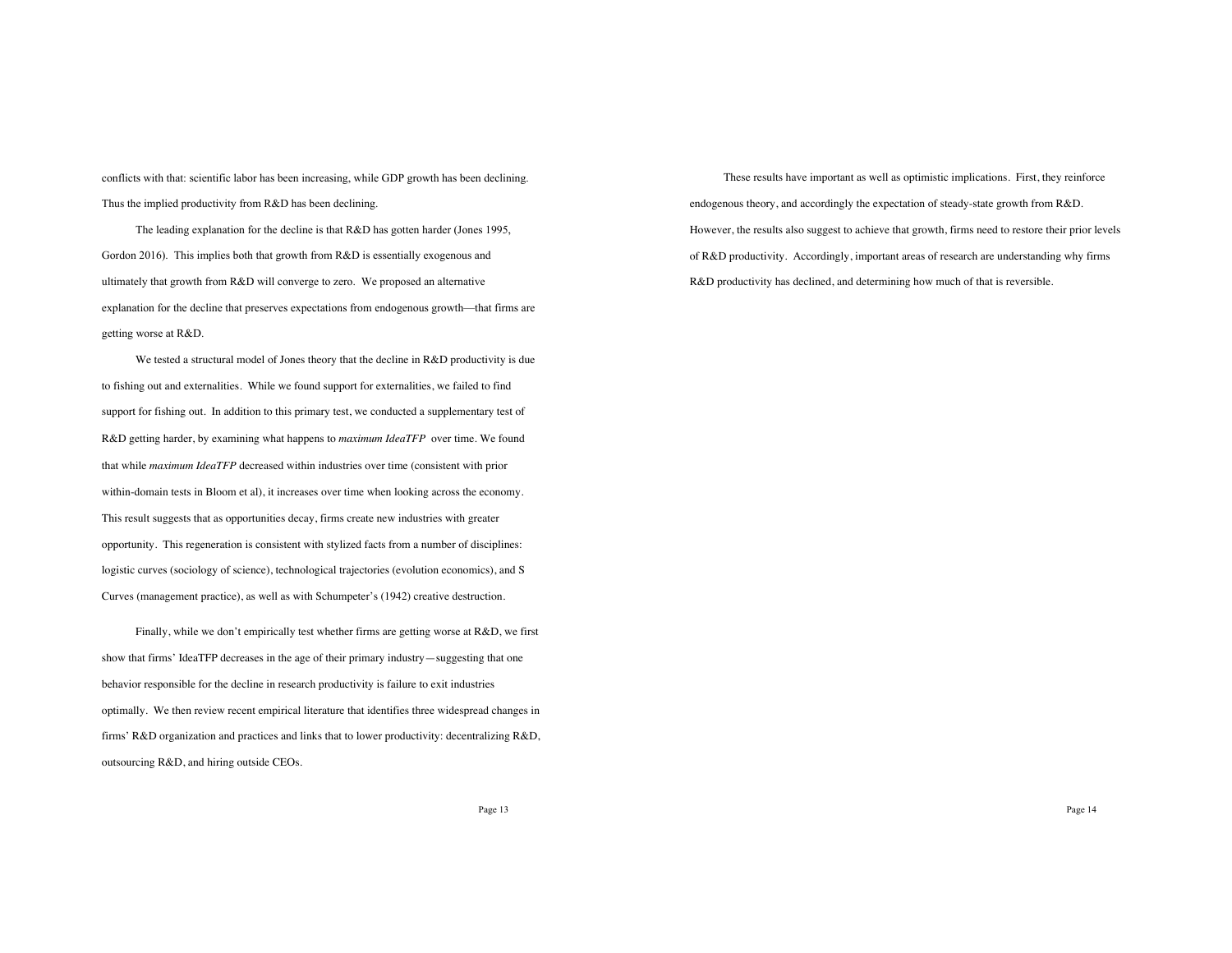conflicts with that: scientific labor has been increasing, while GDP growth has been declining. Thus the implied productivity from R&D has been declining.

The leading explanation for the decline is that R&D has gotten harder (Jones 1995, Gordon 2016). This implies both that growth from R&D is essentially exogenous and ultimately that growth from R&D will converge to zero. We proposed an alternative explanation for the decline that preserves expectations from endogenous growth—that firms are getting worse at R&D.

We tested a structural model of Jones theory that the decline in R&D productivity is due to fishing out and externalities. While we found support for externalities, we failed to find support for fishing out. In addition to this primary test, we conducted a supplementary test of R&D getting harder, by examining what happens to *maximum IdeaTFP* over time. We found that while *maximum IdeaTFP* decreased within industries over time (consistent with prior within-domain tests in Bloom et al), it increases over time when looking across the economy. This result suggests that as opportunities decay, firms create new industries with greater opportunity. This regeneration is consistent with stylized facts from a number of disciplines: logistic curves (sociology of science), technological trajectories (evolution economics), and S Curves (management practice), as well as with Schumpeter's (1942) creative destruction.

Finally, while we don't empirically test whether firms are getting worse at R&D, we first show that firms' IdeaTFP decreases in the age of their primary industry—suggesting that one behavior responsible for the decline in research productivity is failure to exit industries optimally. We then review recent empirical literature that identifies three widespread changes in firms' R&D organization and practices and links that to lower productivity: decentralizing R&D, outsourcing R&D, and hiring outside CEOs.

These results have important as well as optimistic implications. First, they reinforce endogenous theory, and accordingly the expectation of steady-state growth from R&D. However, the results also suggest to achieve that growth, firms need to restore their prior levels of R&D productivity. Accordingly, important areas of research are understanding why firms R&D productivity has declined, and determining how much of that is reversible.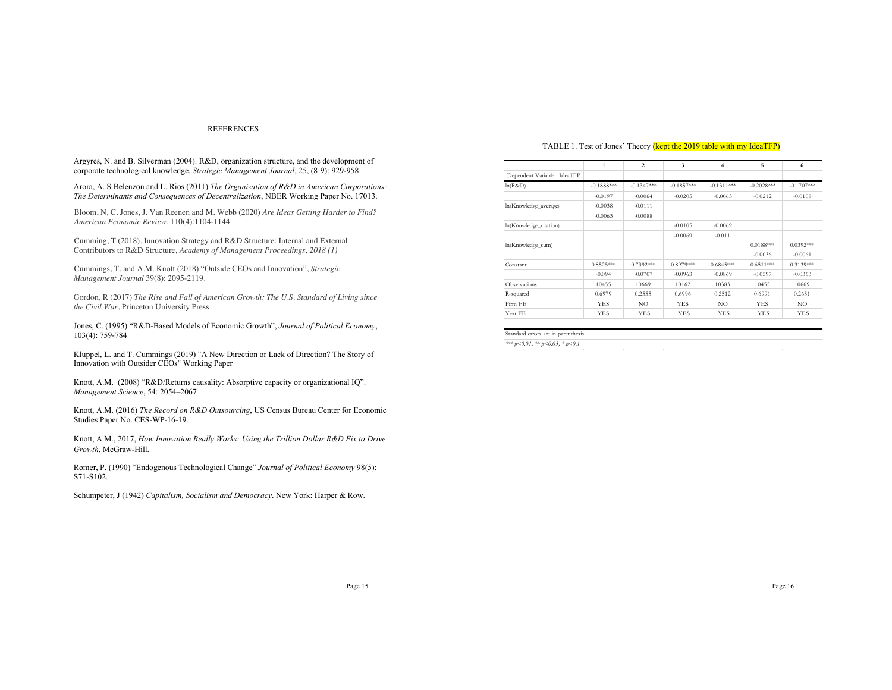## REFERENCES

Argyres, N. and B. Silverman (2004). R&D, organization structure, and the development of corporate technological knowledge, *Strategic Management Journal*, 25, (8-9): 929-958

Arora, A. S Belenzon and L. Rios (2011) *The Organization of R&D in American Corporations: The Determinants and Consequences of Decentralization*, NBER Working Paper No. 17013.

Bloom, N, C. Jones, J. Van Reenen and M. Webb (2020) *Are Ideas Getting Harder to Find? American Economic Review*, 110(4):1104-1144

Cumming, T (2018). Innovation Strategy and R&D Structure: Internal and External Contributors to R&D Structure, *Academy of Management Proceedings, 2018 (1)*

Cummings, T. and A.M. Knott (2018) "Outside CEOs and Innovation", *Strategic Management Journal* 39(8): 2095-2119.

Gordon, R (2017) *The Rise and Fall of American Growth: The U.S. Standard of Living since the Civil War*, Princeton University Press

Jones, C. (1995) "R&D-Based Models of Economic Growth", *Journal of Political Economy*, 103(4): 759-784

Kluppel, L. and T. Cummings (2019) "A New Direction or Lack of Direction? The Story of Innovation with Outsider CEOs" Working Paper

Knott, A.M. (2008) "R&D/Returns causality: Absorptive capacity or organizational IQ". *Management Science*, 54: 2054–2067

Knott, A.M. (2016) *The Record on R&D Outsourcing*, US Census Bureau Center for Economic Studies Paper No. CES-WP-16-19.

Knott, A.M., 2017, *How Innovation Really Works: Using the Trillion Dollar R&D Fix to Drive Growth*, McGraw-Hill.

Romer, P. (1990) "Endogenous Technological Change" *Journal of Political Economy* 98(5): S71-S102.

Schumpeter, J (1942) *Capitalism, Socialism and Democracy*. New York: Harper & Row.

TABLE 1. Test of Jones' Theory (kept the 2019 table with my IdeaTFP)

| | 1 | 2 | 3 | 4 | 5 | 6 |
|---|---|---|---|---|---|---|
| Dependent Variable: IdeaTFP | | | | | | |
| ln(R&D) | -0.1888*** | -0.1347*** | -0.1857*** | -0.1311*** | -0.2028*** | -0.1707*** |
| | -0.0197 | -0.0064 | -0.0205 | -0.0063 | -0.0212 | -0.0108 |
| ln(Knowledge_average) | -0.0038 | -0.0111 | | | | |
| | -0.0063 | -0.0088 | | | | |
| ln(Knowledge_citation) | | | -0.0105 | -0.0069 | | |
| | | | -0.0069 | -0.011 | | |
| ln(Knowledge_sum) | | | | | 0.0188*** | 0.0392*** |
| | | | | | -0.0036 | -0.0061 |
| Constant | 0.8525*** | 0.7392*** | 0.8979*** | 0.6845*** | 0.6511*** | 0.3139*** |
| | -0.094 | -0.0707 | -0.0963 | -0.0869 | -0.0597 | -0.0363 |
| Observations | 10455 | 10669 | 10162 | 10383 | 10455 | 10669 |
| R-squared | 0.6979 | 0.2555 | 0.6996 | 0.2512 | 0.6991 | 0.2651 |
| Firm FE | YES | NO | YES | NO | YES | NO |
| Year FE | YES | YES | YES | YES | YES | YES |

Standard errors are in parenthesis

*** $p<0.01$, ** $p<0.05$, * $p<0.1$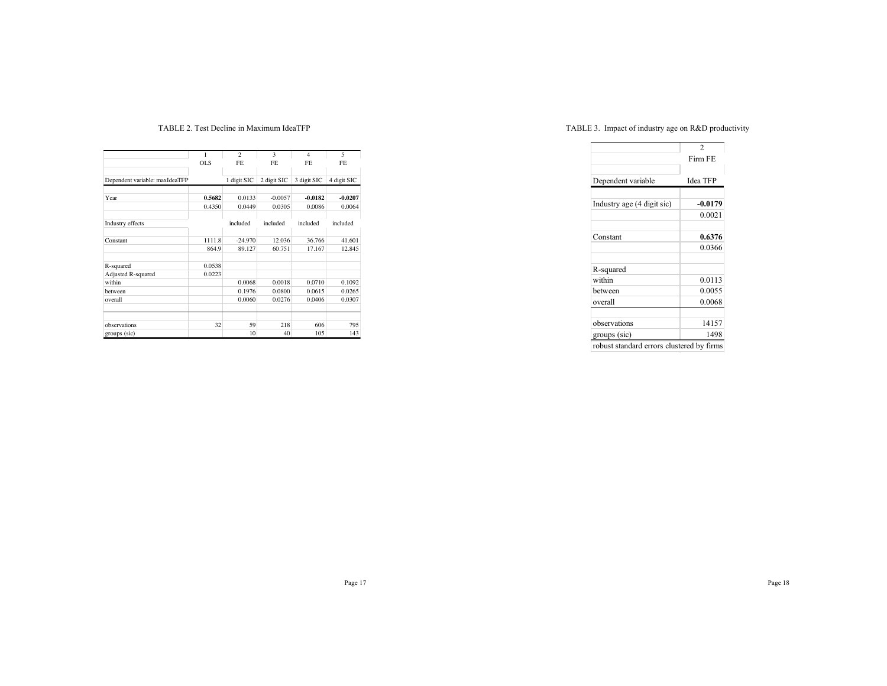TABLE 2. Test Decline in Maximum IdeaTFP

| | 1 | 2 | 3 | 4 | 5 |
|---|---|---|---|---|---|
| | OLS | FE | FE | FE | FE |
| Dependent variable: maxIdeaTFP | | 1 digit SIC | 2 digit SIC | 3 digit SIC | 4 digit SIC |
| Year | **0.5682** | 0.0133 | -0.0057 | **-0.0182** | **-0.0207** |
| | 0.4350 | 0.0449 | 0.0305 | 0.0086 | 0.0064 |
| Industry effects | | included | included | included | included |
| Constant | 1111.8 | -24.970 | 12.036 | 36.766 | 41.601 |
| | 864.9 | 89.127 | 60.751 | 17.167 | 12.845 |
| R-squared | 0.0538 | | | | |
| Adjusted R-squared | 0.0223 | | | | |
| within | | 0.0068 | 0.0018 | 0.0710 | 0.1092 |
| between | | 0.1976 | 0.0800 | 0.0615 | 0.0265 |
| overall | | 0.0060 | 0.0276 | 0.0406 | 0.0307 |
| observations | 32 | 59 | 218 | 606 | 795 |
| groups (sic) | | 10 | 40 | 105 | 143 |

TABLE 3. Impact of industry age on R&D productivity

| | 2 |
|---|---|
| | Firm FE |
| Dependent variable | Idea TFP |
| Industry age (4 digit sic) | **-0.0179** |
| | 0.0021 |
| Constant | **0.6376** |
| | 0.0366 |
| R-squared | |
| within | 0.0113 |
| between | 0.0055 |
| overall | 0.0068 |
| observations | 14157 |
| groups (sic) | 1498 |

robust standard errors clustered by firms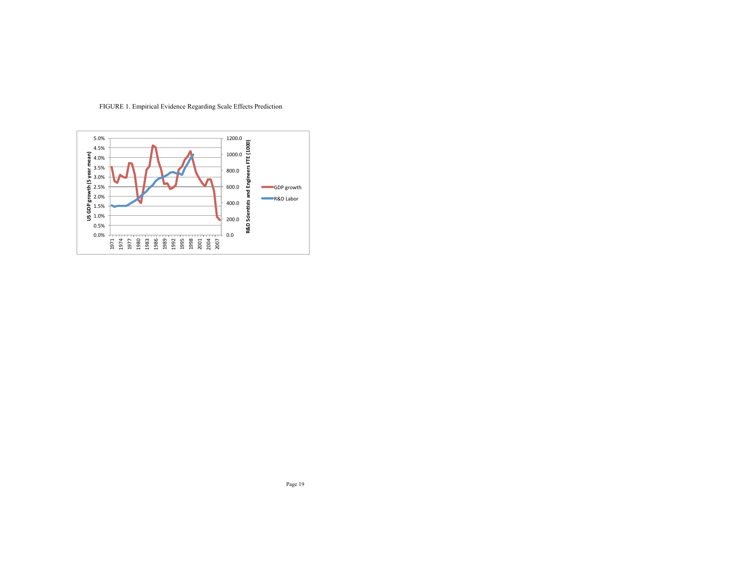FIGURE 1. Empirical Evidence Regarding Scale Effects Prediction

US GDP growth (5 year mean)

5.0%
4.5%
4.0%
3.5%
3.0%
2.5%
2.0%
1.5%
1.0%
0.5%
0.0%

R&D Scientists and Engineers FTE (1000)

1200.0
1000.0
800.0
600.0
400.0
200.0
0.0

1971
1974
1977
1980
1983
1986
1989
1992
1995
1998
2001
2004
2007

GDP growth

R&D Labor